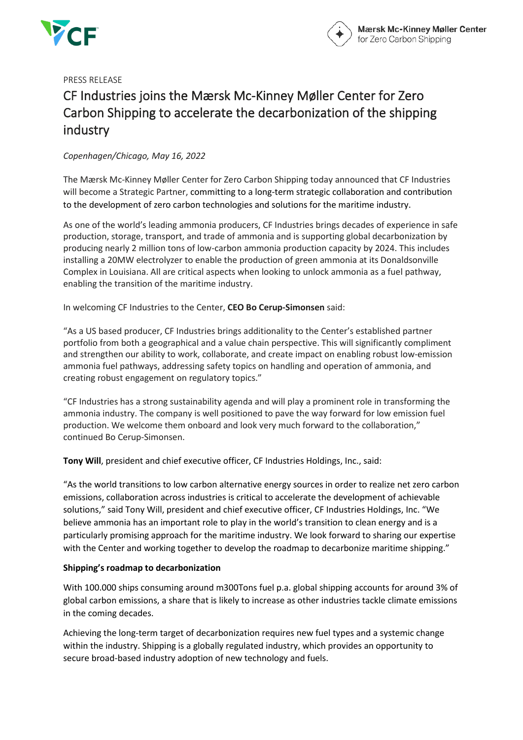PRESS RELEASE

# CF Industries joins the Mærsk Mc-Kinney Møller Center for Zero Carbon Shipping to accelerate the decarbonization of the shipping industry

*Copenhagen/Chicago, May 16, 2022*

The Mærsk Mc-Kinney Møller Center for Zero Carbon Shipping today announced that CF Industries will become a Strategic Partner, committing to a long-term strategic collaboration and contribution to the development of zero carbon technologies and solutions for the maritime industry.

As one of the world's leading ammonia producers, CF Industries brings decades of experience in safe production, storage, transport, and trade of ammonia and is supporting global decarbonization by producing nearly 2 million tons of low-carbon ammonia production capacity by 2024. This includes installing a 20MW electrolyzer to enable the production of green ammonia at its Donaldsonville Complex in Louisiana. All are critical aspects when looking to unlock ammonia as a fuel pathway, enabling the transition of the maritime industry.

In welcoming CF Industries to the Center, **CEO Bo Cerup-Simonsen** said:

"As a US based producer, CF Industries brings additionality to the Center's established partner portfolio from both a geographical and a value chain perspective. This will significantly compliment and strengthen our ability to work, collaborate, and create impact on enabling robust low-emission ammonia fuel pathways, addressing safety topics on handling and operation of ammonia, and creating robust engagement on regulatory topics."

"CF Industries has a strong sustainability agenda and will play a prominent role in transforming the ammonia industry. The company is well positioned to pave the way forward for low emission fuel production. We welcome them onboard and look very much forward to the collaboration," continued Bo Cerup-Simonsen.

**Tony Will**, president and chief executive officer, CF Industries Holdings, Inc., said:

"As the world transitions to low carbon alternative energy sources in order to realize net zero carbon emissions, collaboration across industries is critical to accelerate the development of achievable solutions," said Tony Will, president and chief executive officer, CF Industries Holdings, Inc. "We believe ammonia has an important role to play in the world's transition to clean energy and is a particularly promising approach for the maritime industry. We look forward to sharing our expertise with the Center and working together to develop the roadmap to decarbonize maritime shipping."

**Shipping's roadmap to decarbonization**

With 100.000 ships consuming around m300Tons fuel p.a. global shipping accounts for around 3% of global carbon emissions, a share that is likely to increase as other industries tackle climate emissions in the coming decades.

Achieving the long-term target of decarbonization requires new fuel types and a systemic change within the industry. Shipping is a globally regulated industry, which provides an opportunity to secure broad-based industry adoption of new technology and fuels.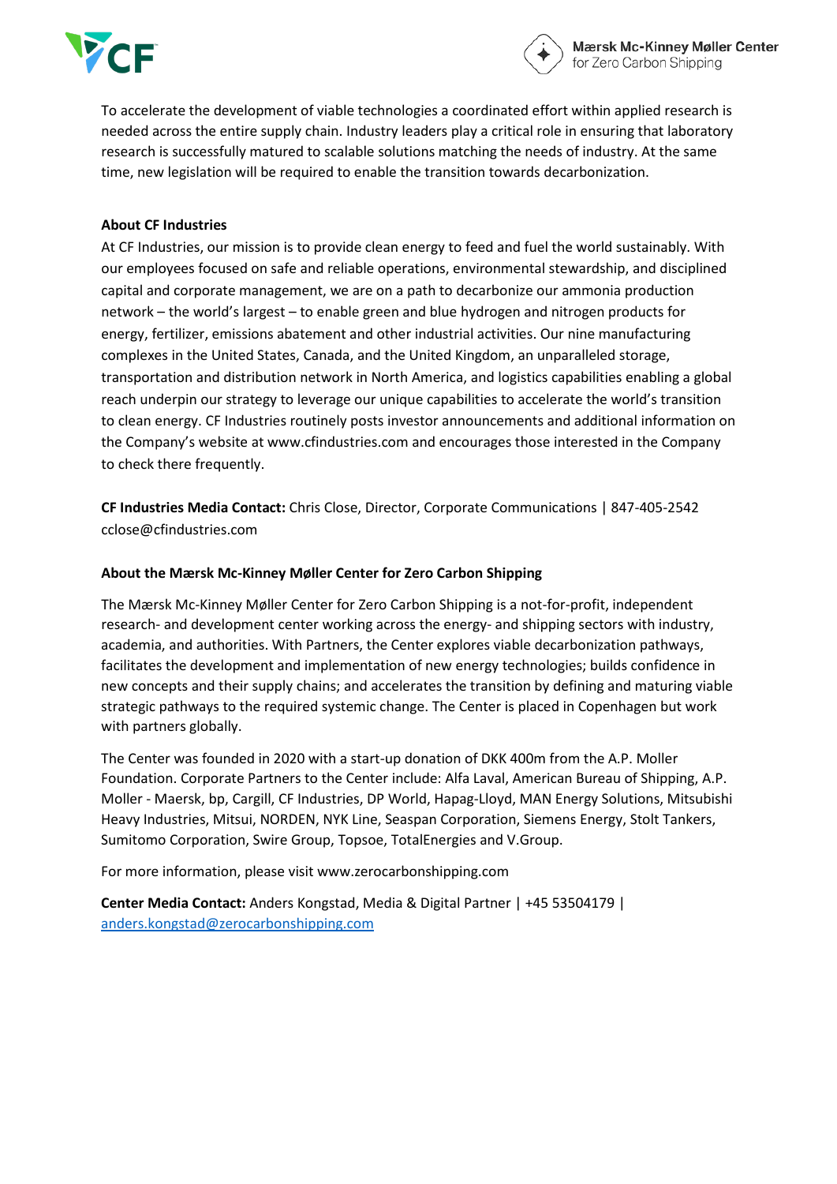To accelerate the development of viable technologies a coordinated effort within applied research is needed across the entire supply chain. Industry leaders play a critical role in ensuring that laboratory research is successfully matured to scalable solutions matching the needs of industry. At the same time, new legislation will be required to enable the transition towards decarbonization.

**About CF Industries**

At CF Industries, our mission is to provide clean energy to feed and fuel the world sustainably. With our employees focused on safe and reliable operations, environmental stewardship, and disciplined capital and corporate management, we are on a path to decarbonize our ammonia production network – the world's largest – to enable green and blue hydrogen and nitrogen products for energy, fertilizer, emissions abatement and other industrial activities. Our nine manufacturing complexes in the United States, Canada, and the United Kingdom, an unparalleled storage, transportation and distribution network in North America, and logistics capabilities enabling a global reach underpin our strategy to leverage our unique capabilities to accelerate the world's transition to clean energy. CF Industries routinely posts investor announcements and additional information on the Company's website at www.cfindustries.com and encourages those interested in the Company to check there frequently.

**CF Industries Media Contact:** Chris Close, Director, Corporate Communications | 847-405-2542 cclose@cfindustries.com

**About the Mærsk Mc-Kinney Møller Center for Zero Carbon Shipping**

The Mærsk Mc-Kinney Møller Center for Zero Carbon Shipping is a not-for-profit, independent research- and development center working across the energy- and shipping sectors with industry, academia, and authorities. With Partners, the Center explores viable decarbonization pathways, facilitates the development and implementation of new energy technologies; builds confidence in new concepts and their supply chains; and accelerates the transition by defining and maturing viable strategic pathways to the required systemic change. The Center is placed in Copenhagen but work with partners globally.

The Center was founded in 2020 with a start-up donation of DKK 400m from the A.P. Moller Foundation. Corporate Partners to the Center include: Alfa Laval, American Bureau of Shipping, A.P. Moller - Maersk, bp, Cargill, CF Industries, DP World, Hapag-Lloyd, MAN Energy Solutions, Mitsubishi Heavy Industries, Mitsui, NORDEN, NYK Line, Seaspan Corporation, Siemens Energy, Stolt Tankers, Sumitomo Corporation, Swire Group, Topsoe, TotalEnergies and V.Group.

For more information, please visit www.zerocarbonshipping.com

**Center Media Contact:** Anders Kongstad, Media & Digital Partner | +45 53504179 | anders.kongstad@zerocarbonshipping.com